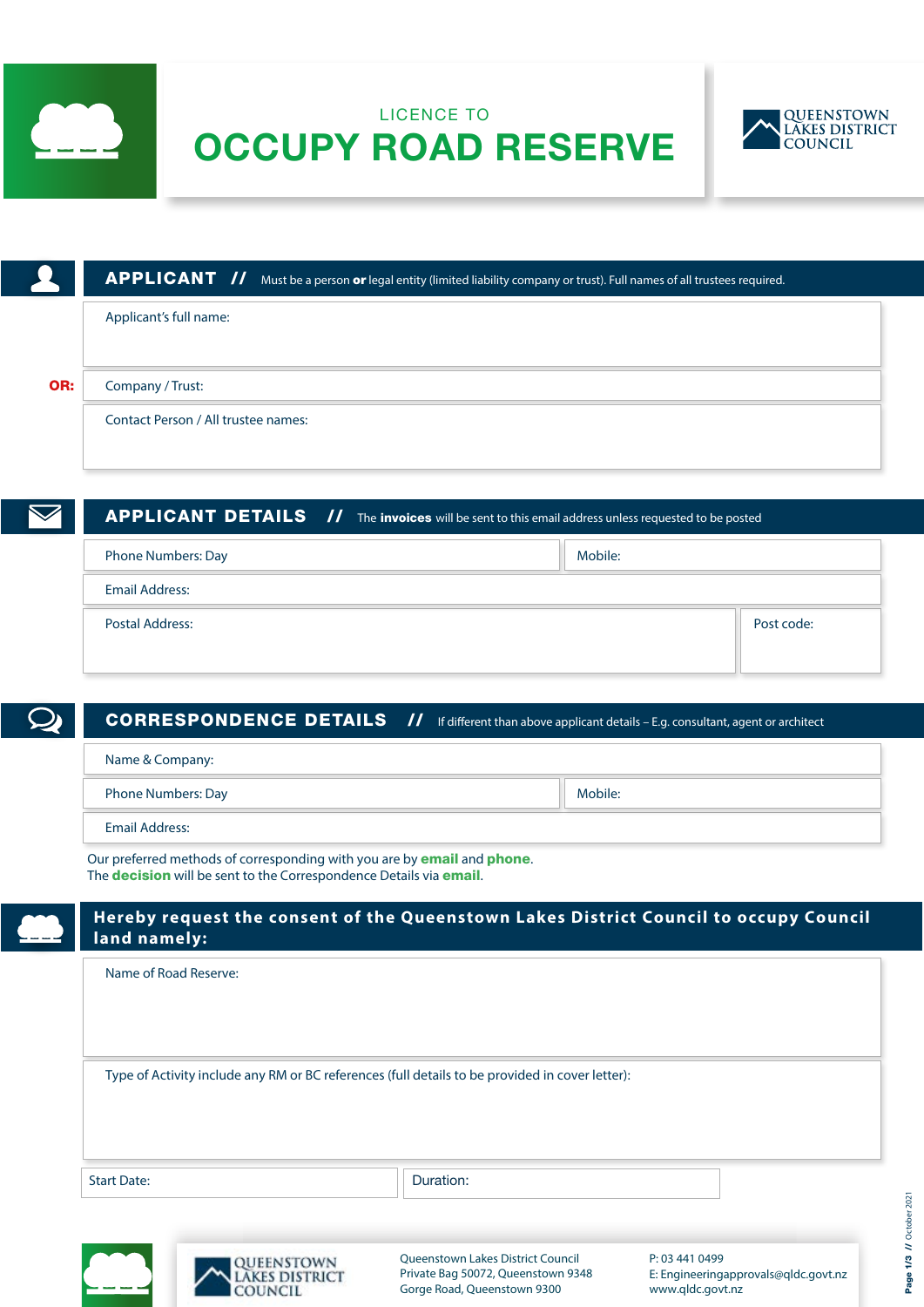# LICENCE TO OCCUPY ROAD RESERVE

QUEENSTOWN LAKES DISTRICT COUNCIL

## APPLICANT // Must be a person **or** legal entity (limited liability company or trust). Full names of all trustees required.

Applicant's full name:

**OR:** Company / Trust:

Contact Person / All trustee names:

## APPLICANT DETAILS // The **invoices** will be sent to this email address unless requested to be posted

Phone Numbers: Day | Mobile:

Email Address:

Postal Address: | Post code:

## CORRESPONDENCE DETAILS // If different than above applicant details – E.g. consultant, agent or architect

Name & Company:

Phone Numbers: Day | Mobile:

Email Address:

Our preferred methods of corresponding with you are by **email** and **phone**.
The **decision** will be sent to the Correspondence Details via **email**.

## Hereby request the consent of the Queenstown Lakes District Council to occupy Council land namely:

Name of Road Reserve:

Type of Activity include any RM or BC references (full details to be provided in cover letter):

Start Date: | Duration:

QUEENSTOWN LAKES DISTRICT COUNCIL

Queenstown Lakes District Council
Private Bag 50072, Queenstown 9348
Gorge Road, Queenstown 9300

P: 03 441 0499
E: Engineeringapprovals@qldc.govt.nz
www.qldc.govt.nz

October 2021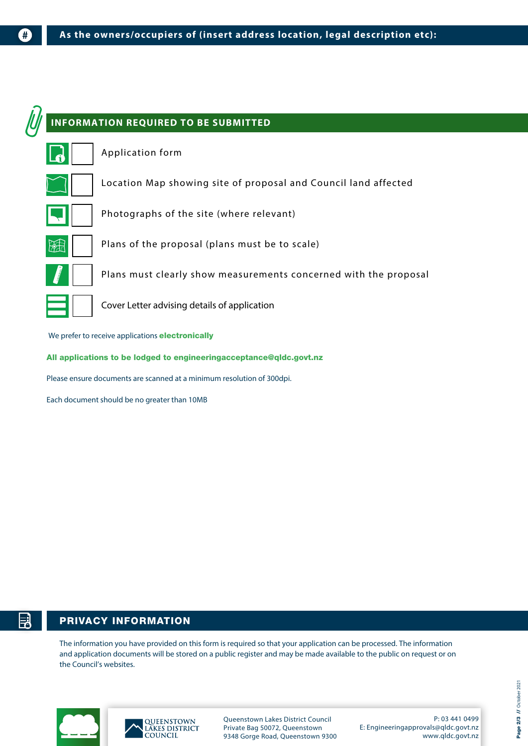## As the owners/occupiers of (insert address location, legal description etc):

## INFORMATION REQUIRED TO BE SUBMITTED

- [ ] Application form
- [ ] Location Map showing site of proposal and Council land affected
- [ ] Photographs of the site (where relevant)
- [ ] Plans of the proposal (plans must be to scale)
- [ ] Plans must clearly show measurements concerned with the proposal
- [ ] Cover Letter advising details of application

We prefer to receive applications **electronically**

**All applications to be lodged to engineeringacceptance@qldc.govt.nz**

Please ensure documents are scanned at a minimum resolution of 300dpi.

Each document should be no greater than 10MB

## PRIVACY INFORMATION

The information you have provided on this form is required so that your application can be processed. The information and application documents will be stored on a public register and may be made available to the public on request or on the Council's websites.

QUEENSTOWN LAKES DISTRICT COUNCIL

Queenstown Lakes District Council
Private Bag 50072, Queenstown
9348 Gorge Road, Queenstown 9300

P: 03 441 0499
E: Engineeringapprovals@qldc.govt.nz
www.qldc.govt.nz

October 2021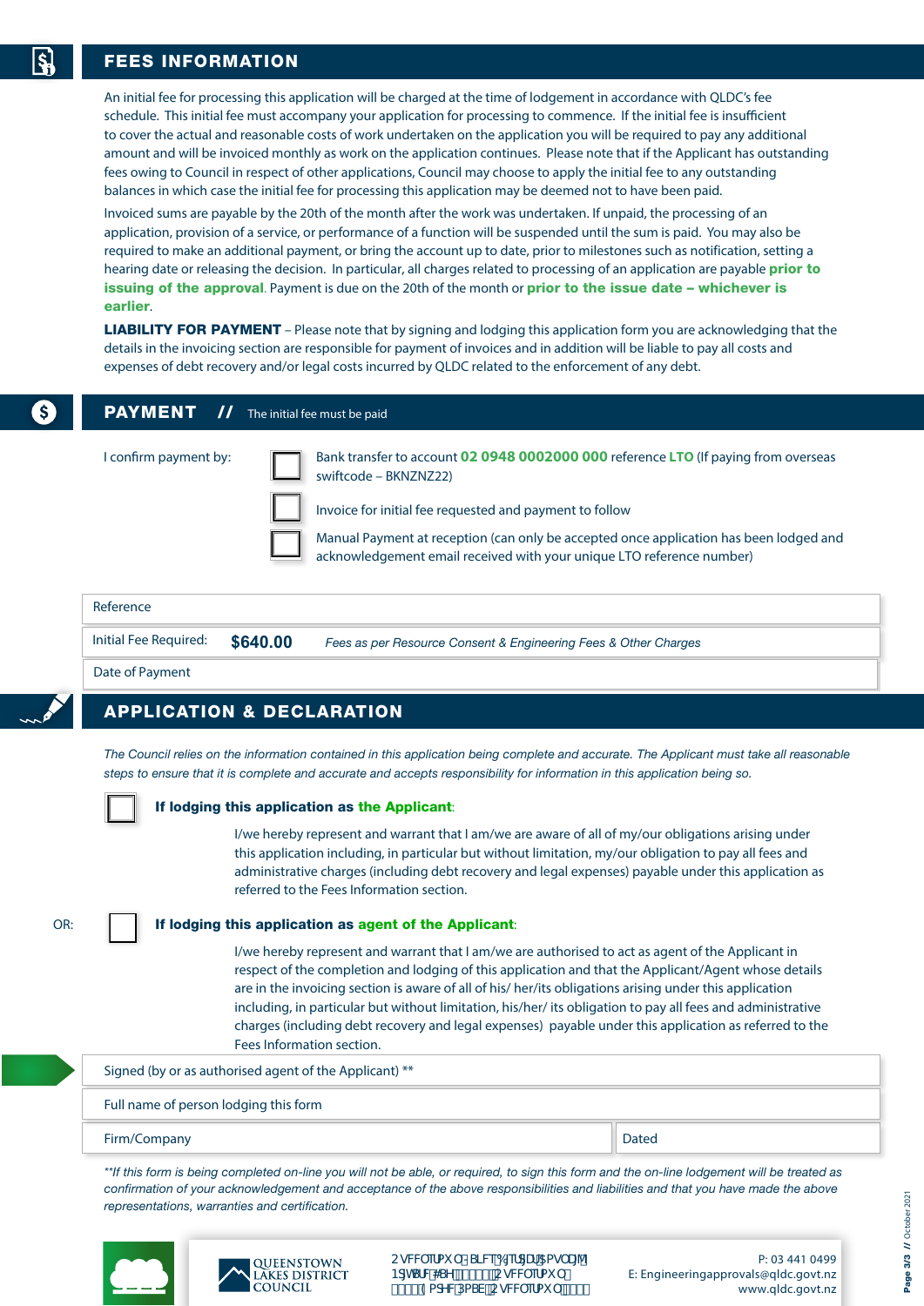## FEES INFORMATION

An initial fee for processing this application will be charged at the time of lodgement in accordance with QLDC's fee schedule. This initial fee must accompany your application for processing to commence. If the initial fee is insufficient to cover the actual and reasonable costs of work undertaken on the application you will be required to pay any additional amount and will be invoiced monthly as work on the application continues. Please note that if the Applicant has outstanding fees owing to Council in respect of other applications, Council may choose to apply the initial fee to any outstanding balances in which case the initial fee for processing this application may be deemed not to have been paid.

Invoiced sums are payable by the 20th of the month after the work was undertaken. If unpaid, the processing of an application, provision of a service, or performance of a function will be suspended until the sum is paid. You may also be required to make an additional payment, or bring the account up to date, prior to milestones such as notification, setting a hearing date or releasing the decision. In particular, all charges related to processing of an application are payable **prior to issuing of the approval**. Payment is due on the 20th of the month or **prior to the issue date – whichever is earlier**.

**LIABILITY FOR PAYMENT** – Please note that by signing and lodging this application form you are acknowledging that the details in the invoicing section are responsible for payment of invoices and in addition will be liable to pay all costs and expenses of debt recovery and/or legal costs incurred by QLDC related to the enforcement of any debt.

## PAYMENT // The initial fee must be paid

I confirm payment by:

- ☐ Bank transfer to account **02 0948 0002000 000** reference **LTO** (If paying from overseas swiftcode – BKNZNZ22)
- ☐ Invoice for initial fee requested and payment to follow
- ☐ Manual Payment at reception (can only be accepted once application has been lodged and acknowledgement email received with your unique LTO reference number)

| | | |
|---|---|---|
| Reference | | |
| Initial Fee Required: | **$640.00** | *Fees as per Resource Consent & Engineering Fees & Other Charges* |
| Date of Payment | | |

## APPLICATION & DECLARATION

*The Council relies on the information contained in this application being complete and accurate. The Applicant must take all reasonable steps to ensure that it is complete and accurate and accepts responsibility for information in this application being so.*

☐ **If lodging this application as the Applicant:**

I/we hereby represent and warrant that I am/we are aware of all of my/our obligations arising under this application including, in particular but without limitation, my/our obligation to pay all fees and administrative charges (including debt recovery and legal expenses) payable under this application as referred to the Fees Information section.

OR: ☐ **If lodging this application as agent of the Applicant:**

I/we hereby represent and warrant that I am/we are authorised to act as agent of the Applicant in respect of the completion and lodging of this application and that the Applicant/Agent whose details are in the invoicing section is aware of all of his/ her/its obligations arising under this application including, in particular but without limitation, his/her/ its obligation to pay all fees and administrative charges (including debt recovery and legal expenses) payable under this application as referred to the Fees Information section.

| | |
|---|---|
| Signed (by or as authorised agent of the Applicant) ** | |
| Full name of person lodging this form | |
| Firm/Company | Dated |

*\*\*If this form is being completed on-line you will not be able, or required, to sign this form and the on-line lodgement will be treated as confirmation of your acknowledgement and acceptance of the above responsibilities and liabilities and that you have made the above representations, warranties and certification.*

QUEENSTOWN LAKES DISTRICT COUNCIL

P: 03 441 0499
E: Engineeringapprovals@qldc.govt.nz
www.qldc.govt.nz